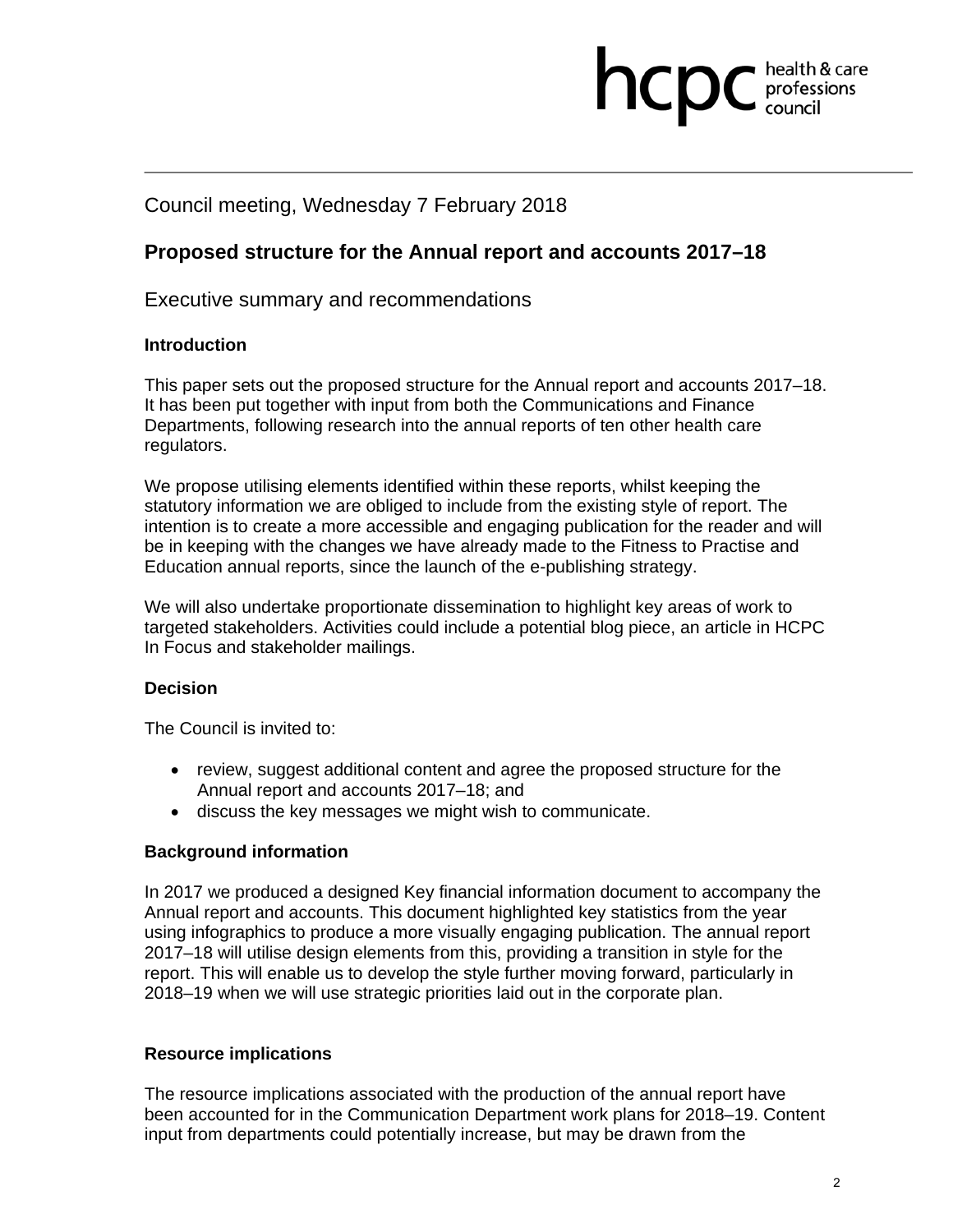hcpc health & care professions council

Council meeting, Wednesday 7 February 2018

# Proposed structure for the Annual report and accounts 2017–18

## Executive summary and recommendations

### Introduction

This paper sets out the proposed structure for the Annual report and accounts 2017–18. It has been put together with input from both the Communications and Finance Departments, following research into the annual reports of ten other health care regulators.

We propose utilising elements identified within these reports, whilst keeping the statutory information we are obliged to include from the existing style of report. The intention is to create a more accessible and engaging publication for the reader and will be in keeping with the changes we have already made to the Fitness to Practise and Education annual reports, since the launch of the e-publishing strategy.

We will also undertake proportionate dissemination to highlight key areas of work to targeted stakeholders. Activities could include a potential blog piece, an article in HCPC In Focus and stakeholder mailings.

### Decision

The Council is invited to:

- review, suggest additional content and agree the proposed structure for the Annual report and accounts 2017–18; and
- discuss the key messages we might wish to communicate.

### Background information

In 2017 we produced a designed Key financial information document to accompany the Annual report and accounts. This document highlighted key statistics from the year using infographics to produce a more visually engaging publication. The annual report 2017–18 will utilise design elements from this, providing a transition in style for the report. This will enable us to develop the style further moving forward, particularly in 2018–19 when we will use strategic priorities laid out in the corporate plan.

### Resource implications

The resource implications associated with the production of the annual report have been accounted for in the Communication Department work plans for 2018–19. Content input from departments could potentially increase, but may be drawn from the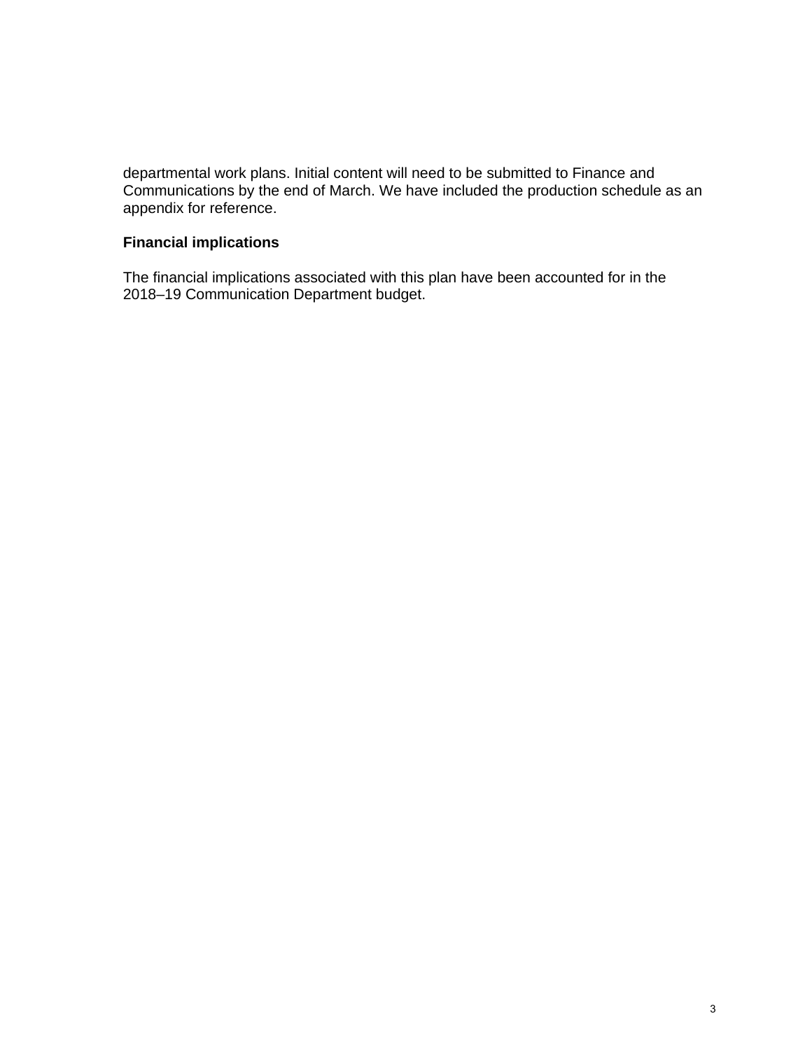departmental work plans. Initial content will need to be submitted to Finance and Communications by the end of March. We have included the production schedule as an appendix for reference.

**Financial implications**

The financial implications associated with this plan have been accounted for in the 2018–19 Communication Department budget.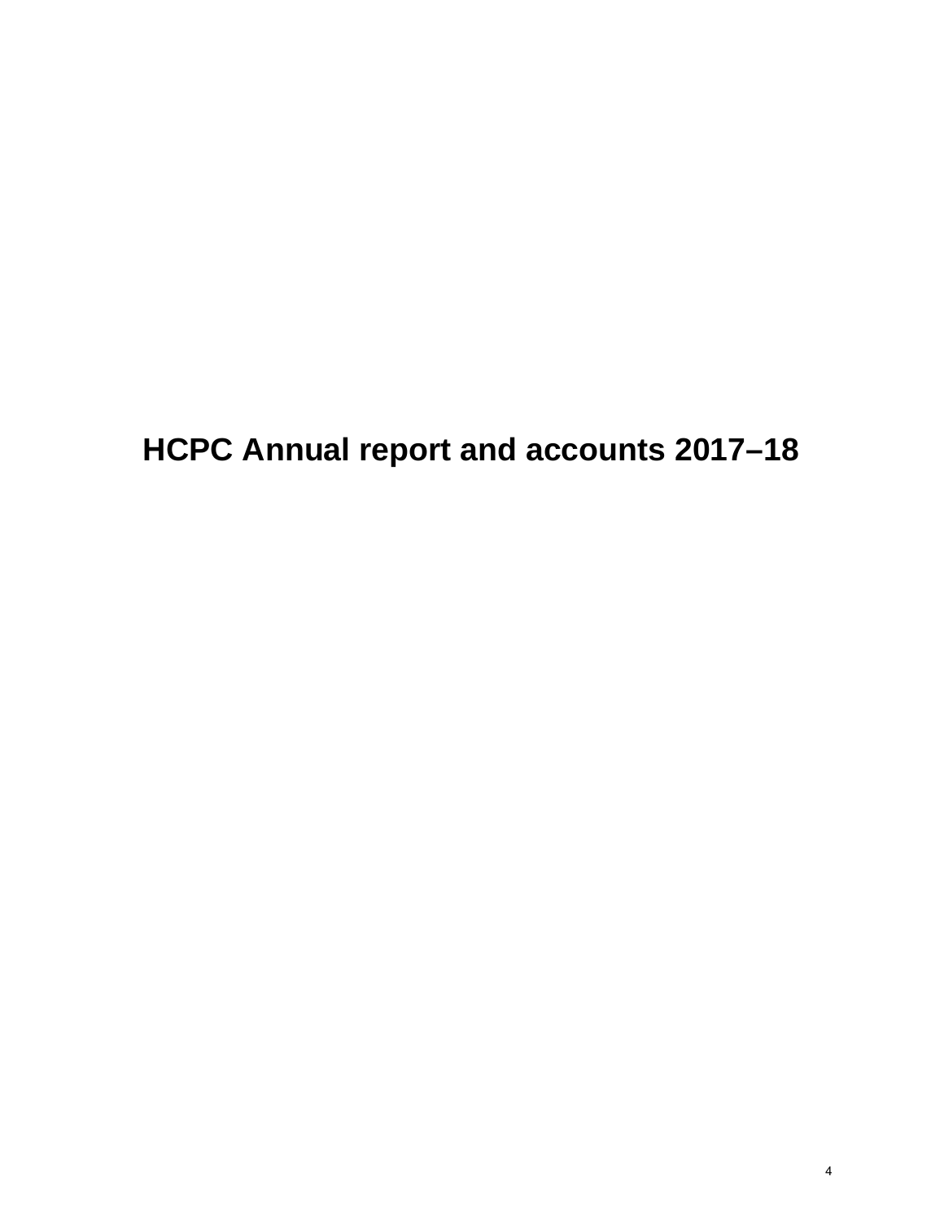# HCPC Annual report and accounts 2017–18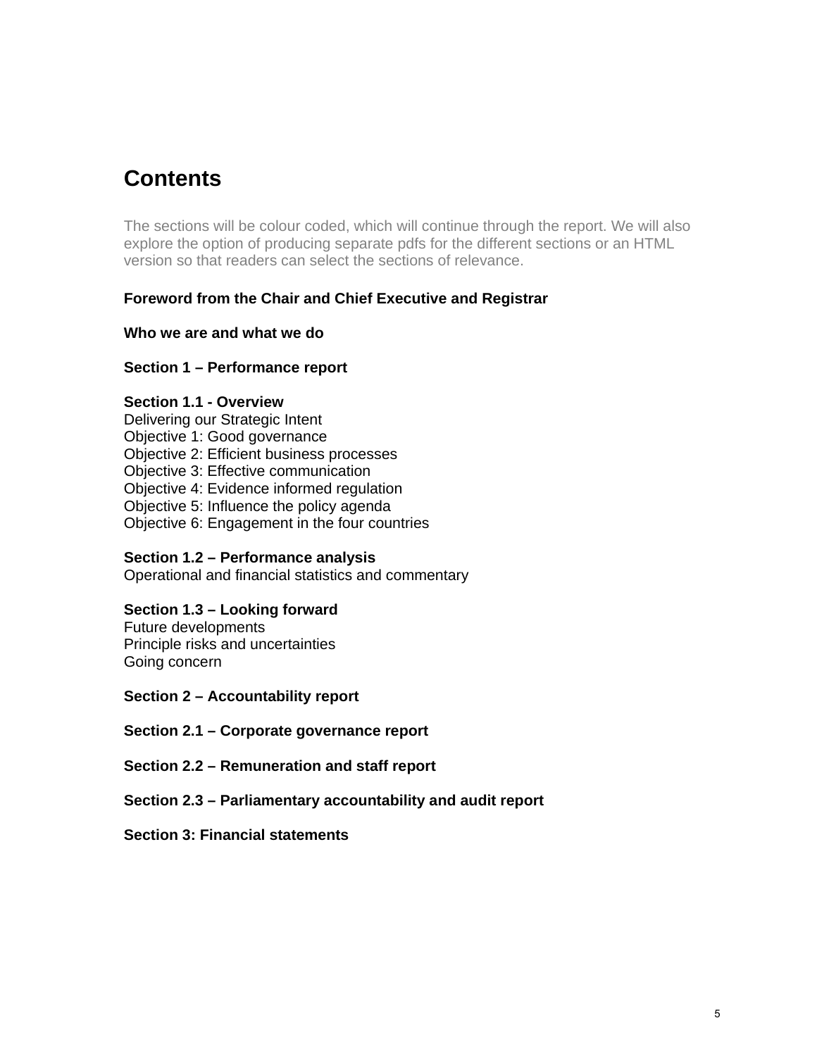# Contents

The sections will be colour coded, which will continue through the report. We will also explore the option of producing separate pdfs for the different sections or an HTML version so that readers can select the sections of relevance.

**Foreword from the Chair and Chief Executive and Registrar**

**Who we are and what we do**

**Section 1 – Performance report**

**Section 1.1 - Overview**
Delivering our Strategic Intent
Objective 1: Good governance
Objective 2: Efficient business processes
Objective 3: Effective communication
Objective 4: Evidence informed regulation
Objective 5: Influence the policy agenda
Objective 6: Engagement in the four countries

**Section 1.2 – Performance analysis**
Operational and financial statistics and commentary

**Section 1.3 – Looking forward**
Future developments
Principle risks and uncertainties
Going concern

**Section 2 – Accountability report**

**Section 2.1 – Corporate governance report**

**Section 2.2 – Remuneration and staff report**

**Section 2.3 – Parliamentary accountability and audit report**

**Section 3: Financial statements**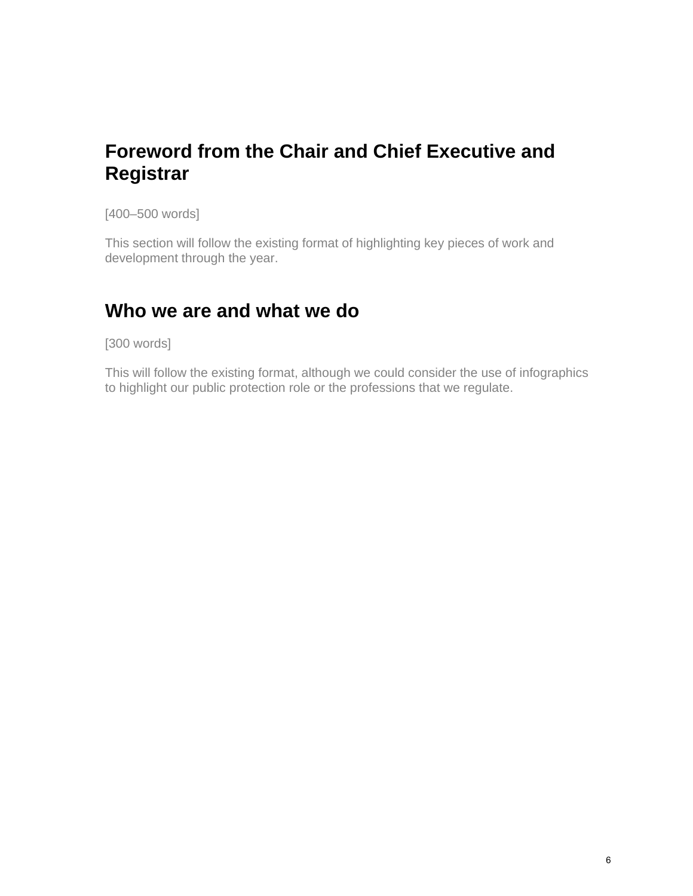## Foreword from the Chair and Chief Executive and Registrar

[400–500 words]

This section will follow the existing format of highlighting key pieces of work and development through the year.

## Who we are and what we do

[300 words]

This will follow the existing format, although we could consider the use of infographics to highlight our public protection role or the professions that we regulate.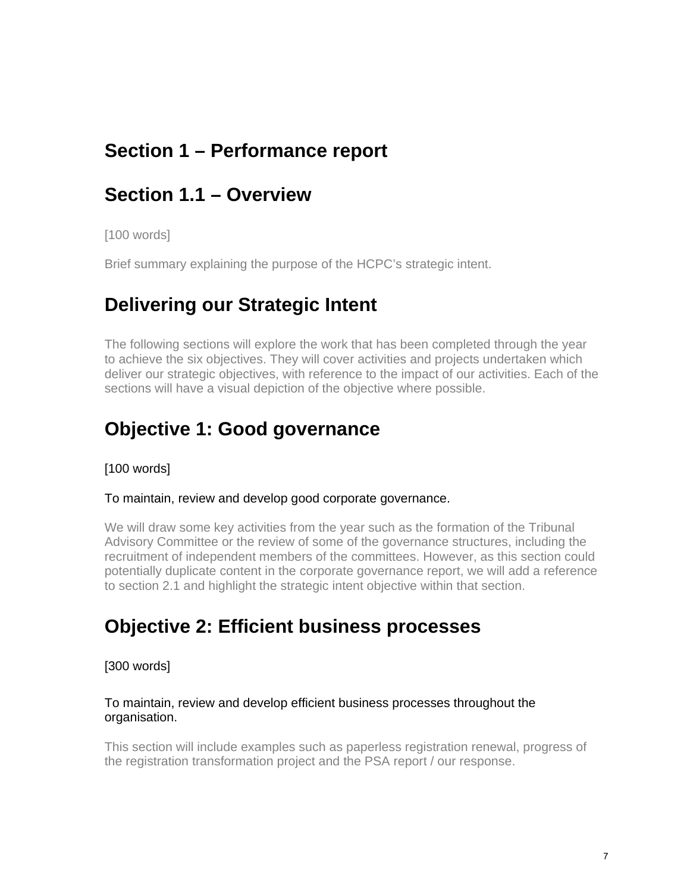# Section 1 – Performance report

## Section 1.1 – Overview

[100 words]

Brief summary explaining the purpose of the HCPC's strategic intent.

## Delivering our Strategic Intent

The following sections will explore the work that has been completed through the year to achieve the six objectives. They will cover activities and projects undertaken which deliver our strategic objectives, with reference to the impact of our activities. Each of the sections will have a visual depiction of the objective where possible.

## Objective 1: Good governance

[100 words]

To maintain, review and develop good corporate governance.

We will draw some key activities from the year such as the formation of the Tribunal Advisory Committee or the review of some of the governance structures, including the recruitment of independent members of the committees. However, as this section could potentially duplicate content in the corporate governance report, we will add a reference to section 2.1 and highlight the strategic intent objective within that section.

## Objective 2: Efficient business processes

[300 words]

To maintain, review and develop efficient business processes throughout the organisation.

This section will include examples such as paperless registration renewal, progress of the registration transformation project and the PSA report / our response.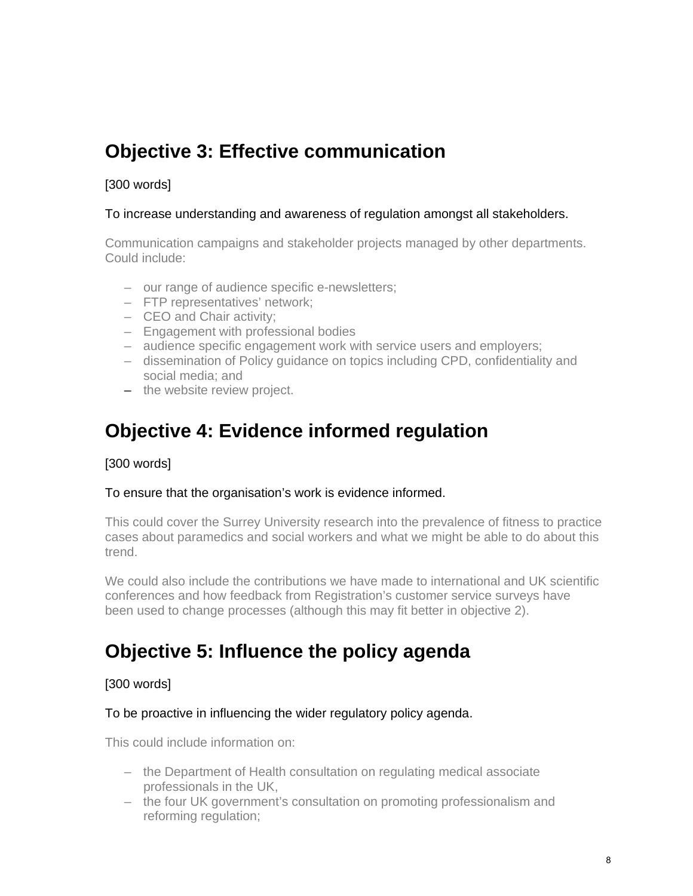## Objective 3: Effective communication

[300 words]

To increase understanding and awareness of regulation amongst all stakeholders.

Communication campaigns and stakeholder projects managed by other departments. Could include:

- our range of audience specific e-newsletters;
- FTP representatives' network;
- CEO and Chair activity;
- Engagement with professional bodies
- audience specific engagement work with service users and employers;
- dissemination of Policy guidance on topics including CPD, confidentiality and social media; and
- the website review project.

## Objective 4: Evidence informed regulation

[300 words]

To ensure that the organisation's work is evidence informed.

This could cover the Surrey University research into the prevalence of fitness to practice cases about paramedics and social workers and what we might be able to do about this trend.

We could also include the contributions we have made to international and UK scientific conferences and how feedback from Registration's customer service surveys have been used to change processes (although this may fit better in objective 2).

## Objective 5: Influence the policy agenda

[300 words]

To be proactive in influencing the wider regulatory policy agenda.

This could include information on:

- the Department of Health consultation on regulating medical associate professionals in the UK,
- the four UK government's consultation on promoting professionalism and reforming regulation;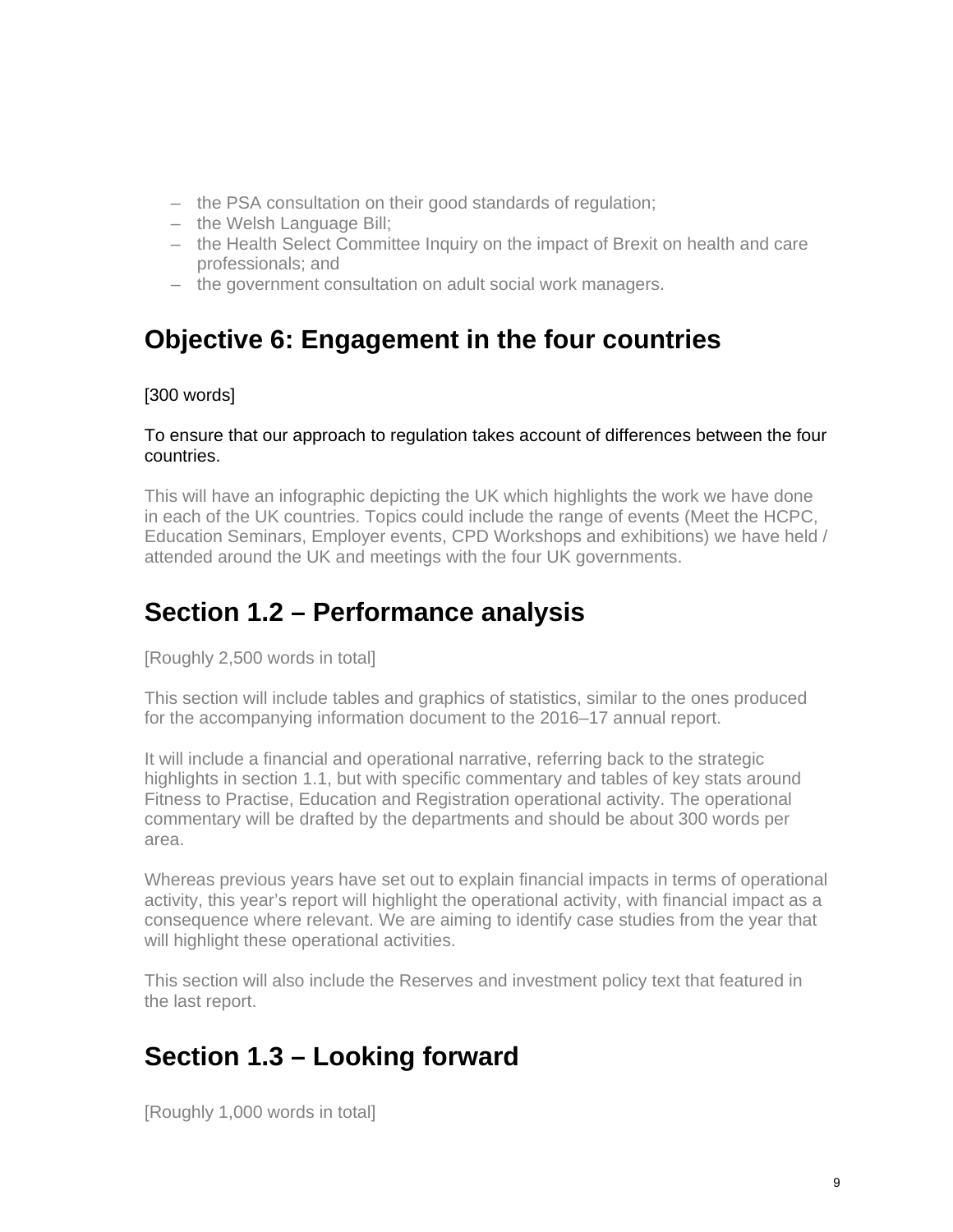- the PSA consultation on their good standards of regulation;
- the Welsh Language Bill;
- the Health Select Committee Inquiry on the impact of Brexit on health and care professionals; and
- the government consultation on adult social work managers.

## Objective 6: Engagement in the four countries

[300 words]

To ensure that our approach to regulation takes account of differences between the four countries.

This will have an infographic depicting the UK which highlights the work we have done in each of the UK countries. Topics could include the range of events (Meet the HCPC, Education Seminars, Employer events, CPD Workshops and exhibitions) we have held / attended around the UK and meetings with the four UK governments.

## Section 1.2 – Performance analysis

[Roughly 2,500 words in total]

This section will include tables and graphics of statistics, similar to the ones produced for the accompanying information document to the 2016–17 annual report.

It will include a financial and operational narrative, referring back to the strategic highlights in section 1.1, but with specific commentary and tables of key stats around Fitness to Practise, Education and Registration operational activity. The operational commentary will be drafted by the departments and should be about 300 words per area.

Whereas previous years have set out to explain financial impacts in terms of operational activity, this year's report will highlight the operational activity, with financial impact as a consequence where relevant. We are aiming to identify case studies from the year that will highlight these operational activities.

This section will also include the Reserves and investment policy text that featured in the last report.

## Section 1.3 – Looking forward

[Roughly 1,000 words in total]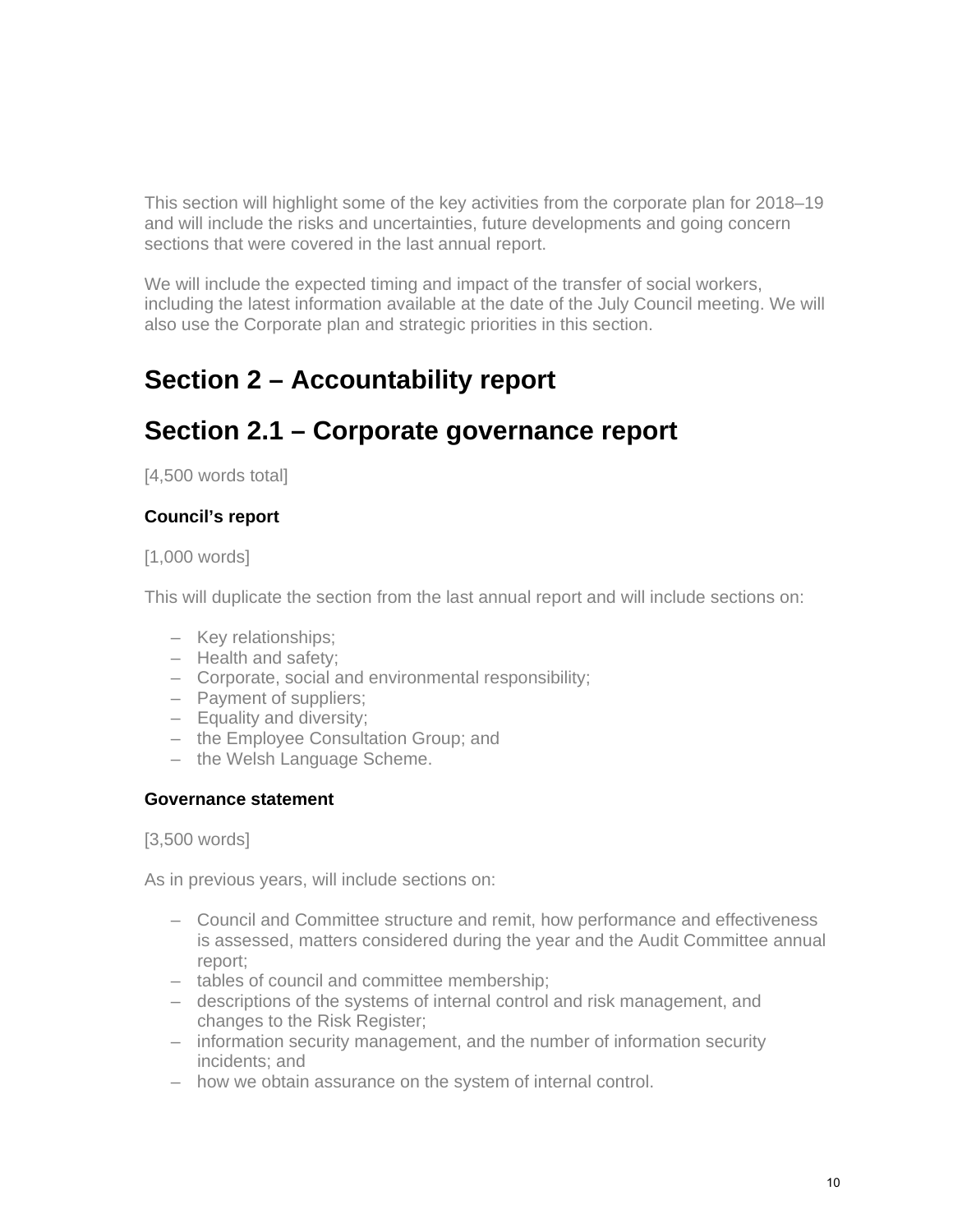This section will highlight some of the key activities from the corporate plan for 2018–19 and will include the risks and uncertainties, future developments and going concern sections that were covered in the last annual report.

We will include the expected timing and impact of the transfer of social workers, including the latest information available at the date of the July Council meeting. We will also use the Corporate plan and strategic priorities in this section.

# Section 2 – Accountability report

# Section 2.1 – Corporate governance report

[4,500 words total]

### Council's report

[1,000 words]

This will duplicate the section from the last annual report and will include sections on:

- Key relationships;
- Health and safety;
- Corporate, social and environmental responsibility;
- Payment of suppliers;
- Equality and diversity;
- the Employee Consultation Group; and
- the Welsh Language Scheme.

### Governance statement

[3,500 words]

As in previous years, will include sections on:

- Council and Committee structure and remit, how performance and effectiveness is assessed, matters considered during the year and the Audit Committee annual report;
- tables of council and committee membership;
- descriptions of the systems of internal control and risk management, and changes to the Risk Register;
- information security management, and the number of information security incidents; and
- how we obtain assurance on the system of internal control.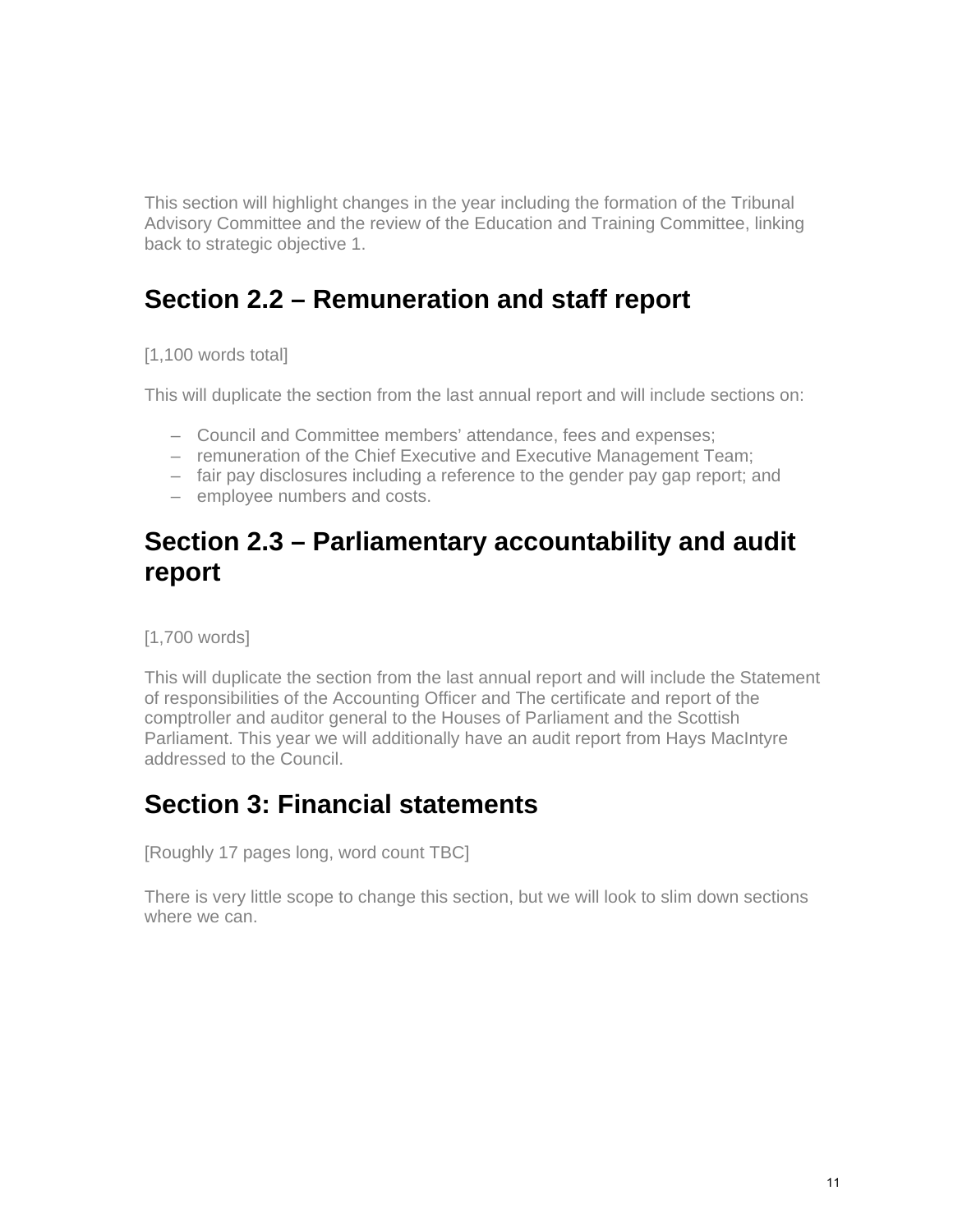This section will highlight changes in the year including the formation of the Tribunal Advisory Committee and the review of the Education and Training Committee, linking back to strategic objective 1.

## Section 2.2 – Remuneration and staff report

[1,100 words total]

This will duplicate the section from the last annual report and will include sections on:

- Council and Committee members' attendance, fees and expenses;
- remuneration of the Chief Executive and Executive Management Team;
- fair pay disclosures including a reference to the gender pay gap report; and
- employee numbers and costs.

## Section 2.3 – Parliamentary accountability and audit report

[1,700 words]

This will duplicate the section from the last annual report and will include the Statement of responsibilities of the Accounting Officer and The certificate and report of the comptroller and auditor general to the Houses of Parliament and the Scottish Parliament. This year we will additionally have an audit report from Hays MacIntyre addressed to the Council.

## Section 3: Financial statements

[Roughly 17 pages long, word count TBC]

There is very little scope to change this section, but we will look to slim down sections where we can.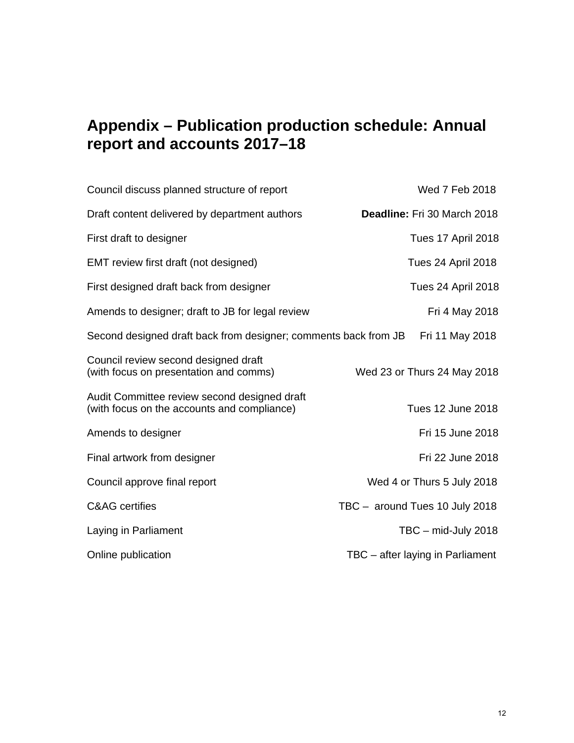## Appendix – Publication production schedule: Annual report and accounts 2017–18

| | |
|---|---|
| Council discuss planned structure of report | Wed 7 Feb 2018 |
| Draft content delivered by department authors | **Deadline:** Fri 30 March 2018 |
| First draft to designer | Tues 17 April 2018 |
| EMT review first draft (not designed) | Tues 24 April 2018 |
| First designed draft back from designer | Tues 24 April 2018 |
| Amends to designer; draft to JB for legal review | Fri 4 May 2018 |
| Second designed draft back from designer; comments back from JB | Fri 11 May 2018 |
| Council review second designed draft (with focus on presentation and comms) | Wed 23 or Thurs 24 May 2018 |
| Audit Committee review second designed draft (with focus on the accounts and compliance) | Tues 12 June 2018 |
| Amends to designer | Fri 15 June 2018 |
| Final artwork from designer | Fri 22 June 2018 |
| Council approve final report | Wed 4 or Thurs 5 July 2018 |
| C&AG certifies | TBC – around Tues 10 July 2018 |
| Laying in Parliament | TBC – mid-July 2018 |
| Online publication | TBC – after laying in Parliament |